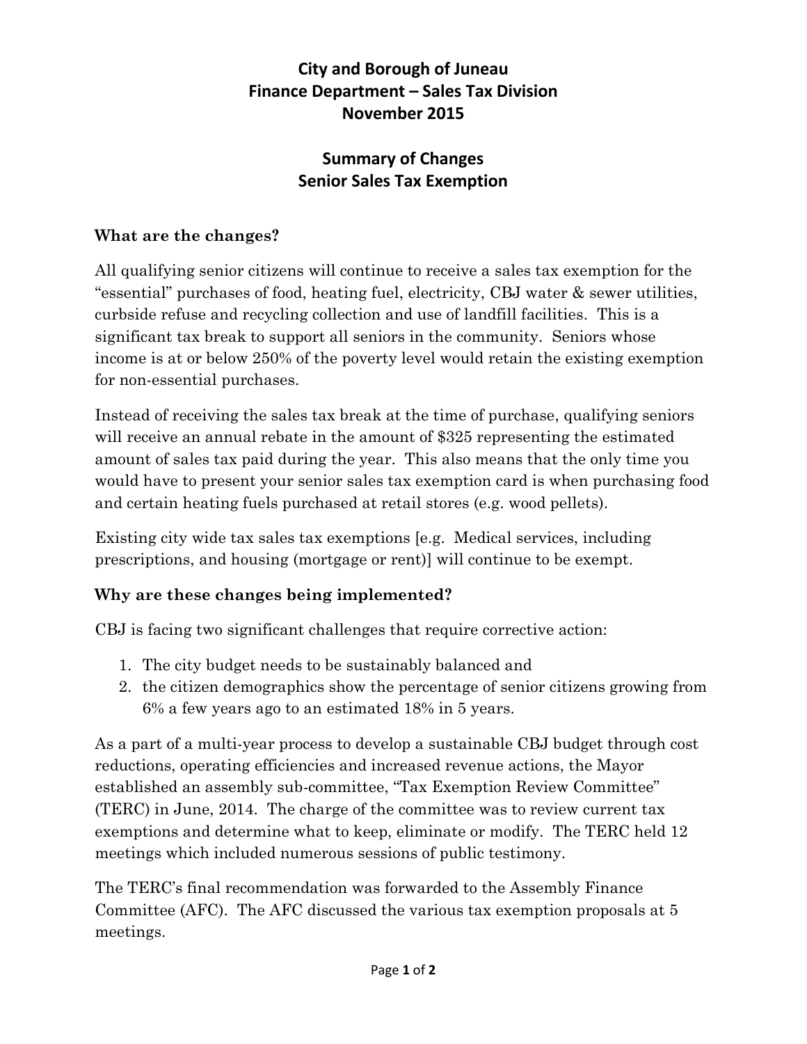# City and Borough of Juneau
# Finance Department – Sales Tax Division
# November 2015

## Summary of Changes
## Senior Sales Tax Exemption

### What are the changes?

All qualifying senior citizens will continue to receive a sales tax exemption for the "essential" purchases of food, heating fuel, electricity, CBJ water & sewer utilities, curbside refuse and recycling collection and use of landfill facilities. This is a significant tax break to support all seniors in the community. Seniors whose income is at or below 250% of the poverty level would retain the existing exemption for non-essential purchases.

Instead of receiving the sales tax break at the time of purchase, qualifying seniors will receive an annual rebate in the amount of $325 representing the estimated amount of sales tax paid during the year. This also means that the only time you would have to present your senior sales tax exemption card is when purchasing food and certain heating fuels purchased at retail stores (e.g. wood pellets).

Existing city wide tax sales tax exemptions [e.g. Medical services, including prescriptions, and housing (mortgage or rent)] will continue to be exempt.

### Why are these changes being implemented?

CBJ is facing two significant challenges that require corrective action:

1. The city budget needs to be sustainably balanced and
2. the citizen demographics show the percentage of senior citizens growing from 6% a few years ago to an estimated 18% in 5 years.

As a part of a multi-year process to develop a sustainable CBJ budget through cost reductions, operating efficiencies and increased revenue actions, the Mayor established an assembly sub-committee, "Tax Exemption Review Committee" (TERC) in June, 2014. The charge of the committee was to review current tax exemptions and determine what to keep, eliminate or modify. The TERC held 12 meetings which included numerous sessions of public testimony.

The TERC's final recommendation was forwarded to the Assembly Finance Committee (AFC). The AFC discussed the various tax exemption proposals at 5 meetings.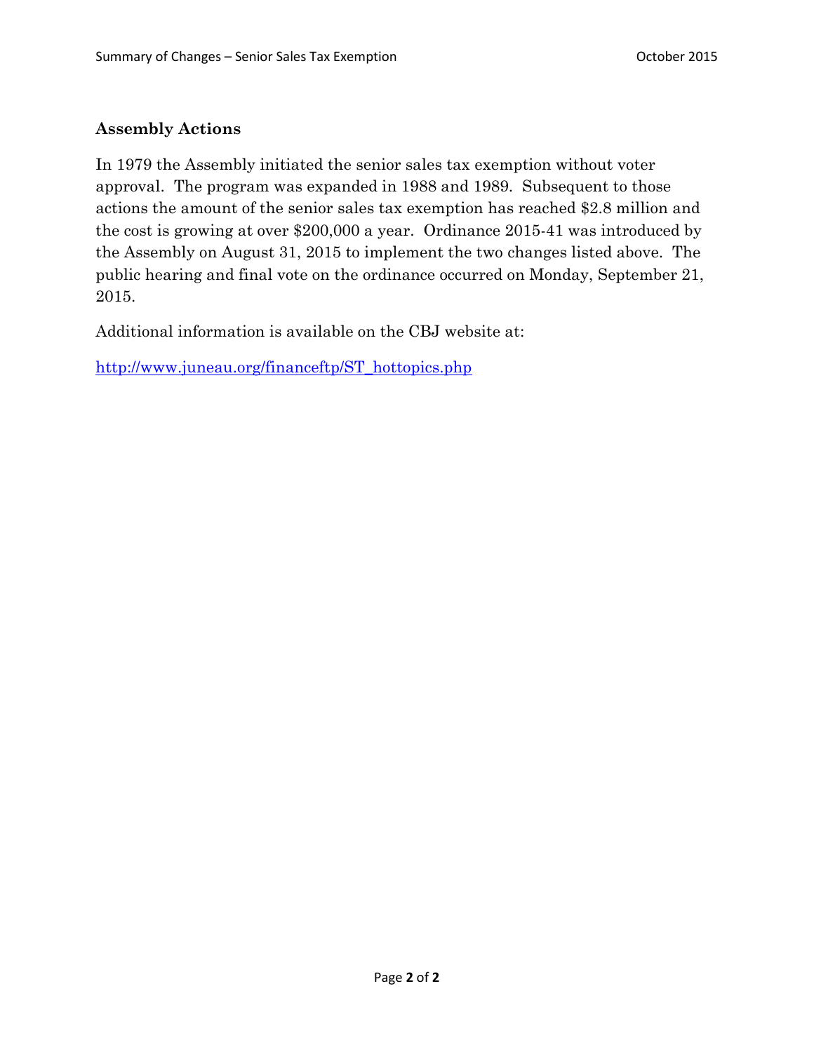## Assembly Actions

In 1979 the Assembly initiated the senior sales tax exemption without voter approval. The program was expanded in 1988 and 1989. Subsequent to those actions the amount of the senior sales tax exemption has reached $2.8 million and the cost is growing at over $200,000 a year. Ordinance 2015-41 was introduced by the Assembly on August 31, 2015 to implement the two changes listed above. The public hearing and final vote on the ordinance occurred on Monday, September 21, 2015.

Additional information is available on the CBJ website at:

[http://www.juneau.org/financeftp/ST_hottopics.php](http://www.juneau.org/financeftp/ST_hottopics.php)